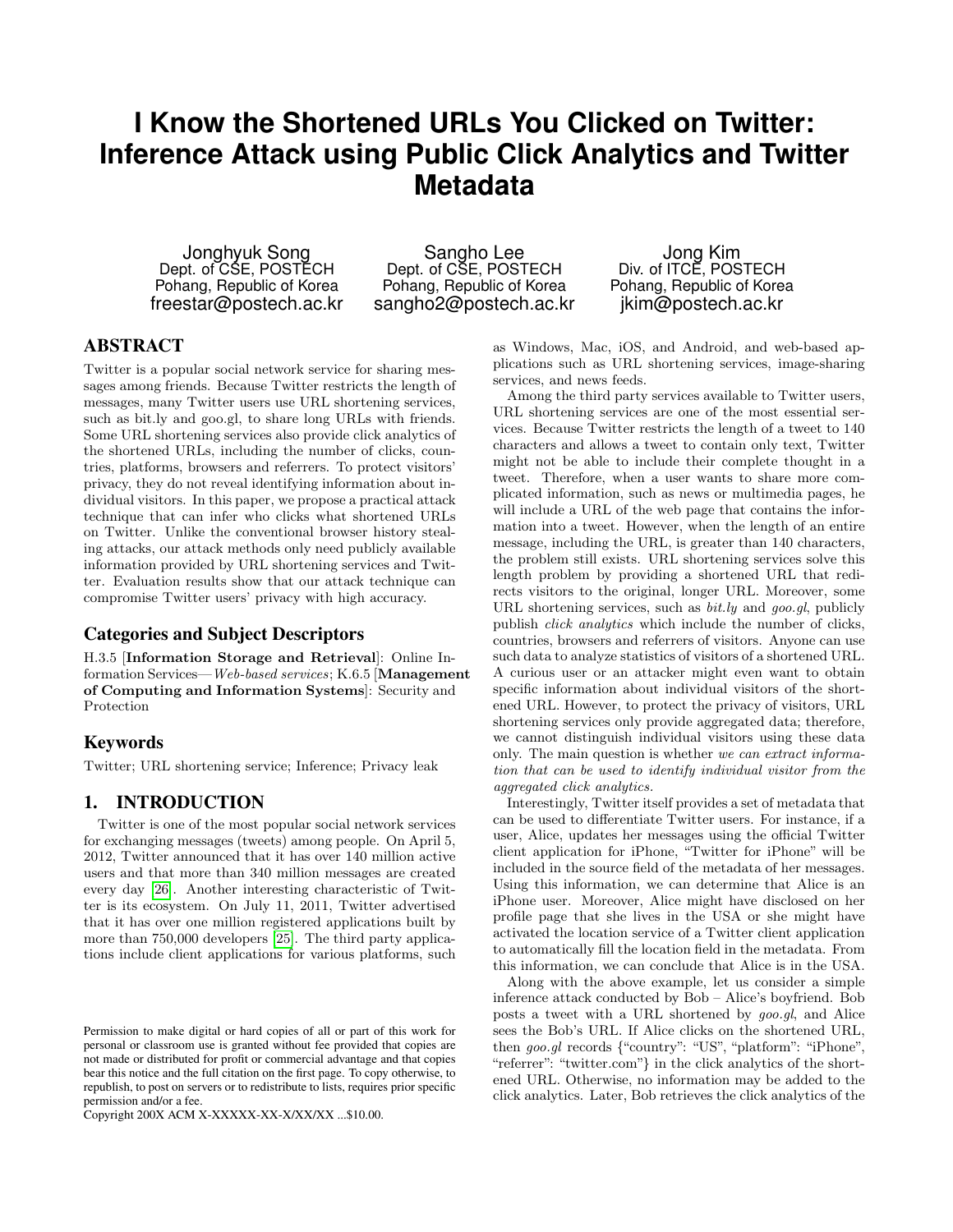# I Know the Shortened URLs You Clicked on Twitter: Inference Attack using Public Click Analytics and Twitter Metadata

Jonghyuk Song
Dept. of CSE, POSTECH
Pohang, Republic of Korea
freestar@postech.ac.kr

Sangho Lee
Dept. of CSE, POSTECH
Pohang, Republic of Korea
sangho2@postech.ac.kr

Jong Kim
Div. of ITCE, POSTECH
Pohang, Republic of Korea
jkim@postech.ac.kr

## ABSTRACT

Twitter is a popular social network service for sharing messages among friends. Because Twitter restricts the length of messages, many Twitter users use URL shortening services, such as bit.ly and goo.gl, to share long URLs with friends. Some URL shortening services also provide click analytics of the shortened URLs, including the number of clicks, countries, platforms, browsers and referrers. To protect visitors' privacy, they do not reveal identifying information about individual visitors. In this paper, we propose a practical attack technique that can infer who clicks what shortened URLs on Twitter. Unlike the conventional browser history stealing attacks, our attack methods only need publicly available information provided by URL shortening services and Twitter. Evaluation results show that our attack technique can compromise Twitter users' privacy with high accuracy.

### Categories and Subject Descriptors

H.3.5 [**Information Storage and Retrieval**]: Online Information Services—*Web-based services*; K.6.5 [**Management of Computing and Information Systems**]: Security and Protection

### Keywords

Twitter; URL shortening service; Inference; Privacy leak

## 1. INTRODUCTION

Twitter is one of the most popular social network services for exchanging messages (tweets) among people. On April 5, 2012, Twitter announced that it has over 140 million active users and that more than 340 million messages are created every day [26]. Another interesting characteristic of Twitter is its ecosystem. On July 11, 2011, Twitter advertised that it has over one million registered applications built by more than 750,000 developers [25]. The third party applications include client applications for various platforms, such as Windows, Mac, iOS, and Android, and web-based applications such as URL shortening services, image-sharing services, and news feeds.

Among the third party services available to Twitter users, URL shortening services are one of the most essential services. Because Twitter restricts the length of a tweet to 140 characters and allows a tweet to contain only text, Twitter might not be able to include their complete thought in a tweet. Therefore, when a user wants to share more complicated information, such as news or multimedia pages, he will include a URL of the web page that contains the information into a tweet. However, when the length of an entire message, including the URL, is greater than 140 characters, the problem still exists. URL shortening services solve this length problem by providing a shortened URL that redirects visitors to the original, longer URL. Moreover, some URL shortening services, such as *bit.ly* and *goo.gl*, publicly publish *click analytics* which include the number of clicks, countries, browsers and referrers of visitors. Anyone can use such data to analyze statistics of visitors of a shortened URL. A curious user or an attacker might even want to obtain specific information about individual visitors of the shortened URL. However, to protect the privacy of visitors, URL shortening services only provide aggregated data; therefore, we cannot distinguish individual visitors using these data only. The main question is whether *we can extract information that can be used to identify individual visitor from the aggregated click analytics.*

Interestingly, Twitter itself provides a set of metadata that can be used to differentiate Twitter users. For instance, if a user, Alice, updates her messages using the official Twitter client application for iPhone, "Twitter for iPhone" will be included in the source field of the metadata of her messages. Using this information, we can determine that Alice is an iPhone user. Moreover, Alice might have disclosed on her profile page that she lives in the USA or she might have activated the location service of a Twitter client application to automatically fill the location field in the metadata. From this information, we can conclude that Alice is in the USA.

Along with the above example, let us consider a simple inference attack conducted by Bob – Alice's boyfriend. Bob posts a tweet with a URL shortened by *goo.gl*, and Alice sees the Bob's URL. If Alice clicks on the shortened URL, then *goo.gl* records {"country": "US", "platform": "iPhone", "referrer": "twitter.com"} in the click analytics of the shortened URL. Otherwise, no information may be added to the click analytics. Later, Bob retrieves the click analytics of the

Permission to make digital or hard copies of all or part of this work for personal or classroom use is granted without fee provided that copies are not made or distributed for profit or commercial advantage and that copies bear this notice and the full citation on the first page. To copy otherwise, to republish, to post on servers or to redistribute to lists, requires prior specific permission and/or a fee.
Copyright 200X ACM X-XXXXX-XX-X/XX/XX ...$10.00.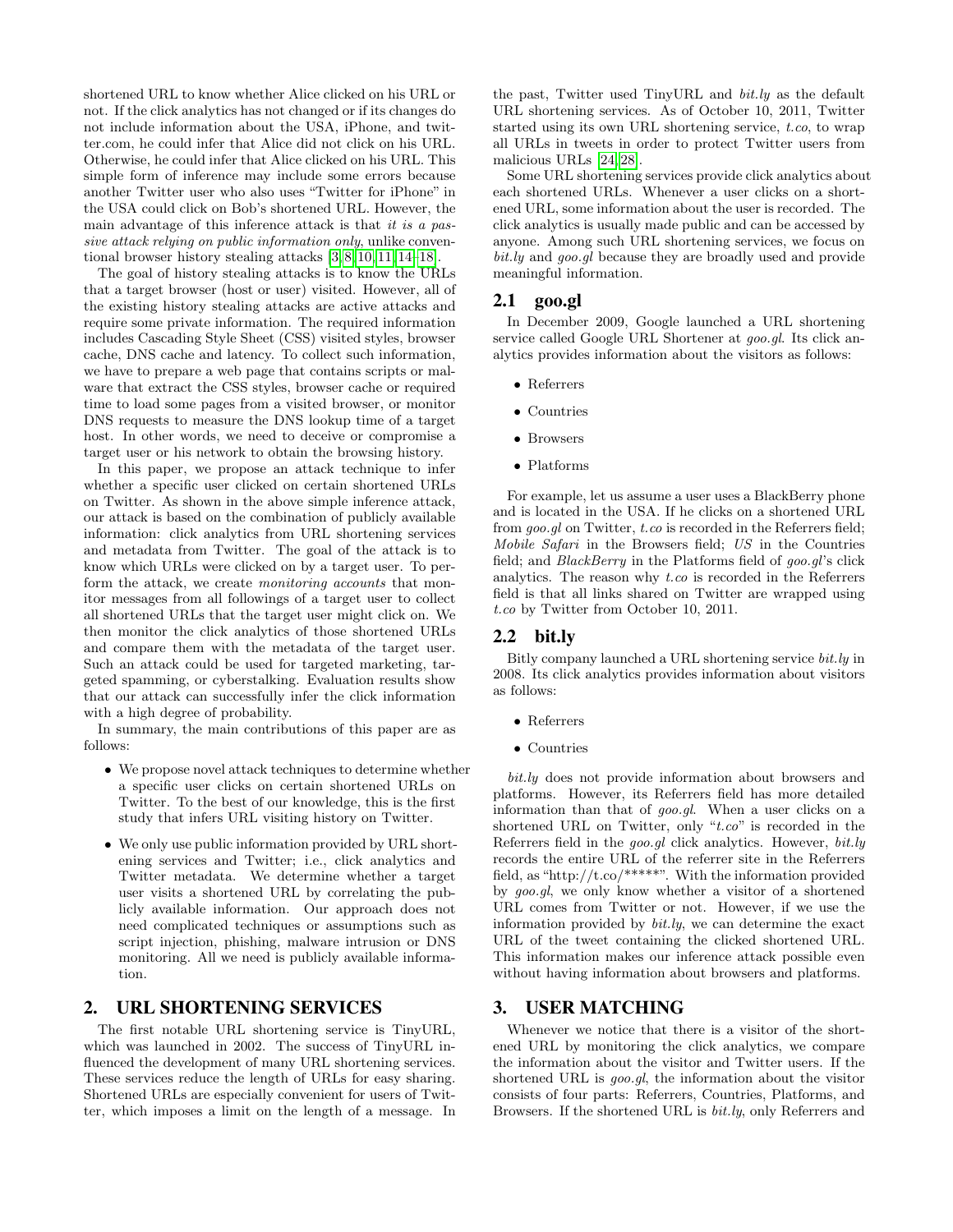shortened URL to know whether Alice clicked on his URL or not. If the click analytics has not changed or if its changes do not include information about the USA, iPhone, and twitter.com, he could infer that Alice did not click on his URL. Otherwise, he could infer that Alice clicked on his URL. This simple form of inference may include some errors because another Twitter user who also uses "Twitter for iPhone" in the USA could click on Bob's shortened URL. However, the main advantage of this inference attack is that *it is a passive attack relying on public information only*, unlike conventional browser history stealing attacks [3, 8, 10, 11, 14–18].

The goal of history stealing attacks is to know the URLs that a target browser (host or user) visited. However, all of the existing history stealing attacks are active attacks and require some private information. The required information includes Cascading Style Sheet (CSS) visited styles, browser cache, DNS cache and latency. To collect such information, we have to prepare a web page that contains scripts or malware that extract the CSS styles, browser cache or required time to load some pages from a visited browser, or monitor DNS requests to measure the DNS lookup time of a target host. In other words, we need to deceive or compromise a target user or his network to obtain the browsing history.

In this paper, we propose an attack technique to infer whether a specific user clicked on certain shortened URLs on Twitter. As shown in the above simple inference attack, our attack is based on the combination of publicly available information: click analytics from URL shortening services and metadata from Twitter. The goal of the attack is to know which URLs were clicked on by a target user. To perform the attack, we create *monitoring accounts* that monitor messages from all followings of a target user to collect all shortened URLs that the target user might click on. We then monitor the click analytics of those shortened URLs and compare them with the metadata of the target user. Such an attack could be used for targeted marketing, targeted spamming, or cyberstalking. Evaluation results show that our attack can successfully infer the click information with a high degree of probability.

In summary, the main contributions of this paper are as follows:

- We propose novel attack techniques to determine whether a specific user clicks on certain shortened URLs on Twitter. To the best of our knowledge, this is the first study that infers URL visiting history on Twitter.
- We only use public information provided by URL shortening services and Twitter; i.e., click analytics and Twitter metadata. We determine whether a target user visits a shortened URL by correlating the publicly available information. Our approach does not need complicated techniques or assumptions such as script injection, phishing, malware intrusion or DNS monitoring. All we need is publicly available information.

## 2. URL SHORTENING SERVICES

The first notable URL shortening service is TinyURL, which was launched in 2002. The success of TinyURL influenced the development of many URL shortening services. These services reduce the length of URLs for easy sharing. Shortened URLs are especially convenient for users of Twitter, which imposes a limit on the length of a message. In the past, Twitter used TinyURL and *bit.ly* as the default URL shortening services. As of October 10, 2011, Twitter started using its own URL shortening service, *t.co*, to wrap all URLs in tweets in order to protect Twitter users from malicious URLs [24, 28].

Some URL shortening services provide click analytics about each shortened URLs. Whenever a user clicks on a shortened URL, some information about the user is recorded. The click analytics is usually made public and can be accessed by anyone. Among such URL shortening services, we focus on *bit.ly* and *goo.gl* because they are broadly used and provide meaningful information.

### 2.1 goo.gl

In December 2009, Google launched a URL shortening service called Google URL Shortener at *goo.gl*. Its click analytics provides information about the visitors as follows:

- Referrers
- Countries
- Browsers
- Platforms

For example, let us assume a user uses a BlackBerry phone and is located in the USA. If he clicks on a shortened URL from *goo.gl* on Twitter, *t.co* is recorded in the Referrers field; *Mobile Safari* in the Browsers field; *US* in the Countries field; and *BlackBerry* in the Platforms field of *goo.gl*'s click analytics. The reason why *t.co* is recorded in the Referrers field is that all links shared on Twitter are wrapped using *t.co* by Twitter from October 10, 2011.

### 2.2 bit.ly

Bitly company launched a URL shortening service *bit.ly* in 2008. Its click analytics provides information about visitors as follows:

- Referrers
- Countries

*bit.ly* does not provide information about browsers and platforms. However, its Referrers field has more detailed information than that of *goo.gl*. When a user clicks on a shortened URL on Twitter, only "*t.co*" is recorded in the Referrers field in the *goo.gl* click analytics. However, *bit.ly* records the entire URL of the referrer site in the Referrers field, as "http://t.co/*****". With the information provided by *goo.gl*, we only know whether a visitor of a shortened URL comes from Twitter or not. However, if we use the information provided by *bit.ly*, we can determine the exact URL of the tweet containing the clicked shortened URL. This information makes our inference attack possible even without having information about browsers and platforms.

## 3. USER MATCHING

Whenever we notice that there is a visitor of the shortened URL by monitoring the click analytics, we compare the information about the visitor and Twitter users. If the shortened URL is *goo.gl*, the information about the visitor consists of four parts: Referrers, Countries, Platforms, and Browsers. If the shortened URL is *bit.ly*, only Referrers and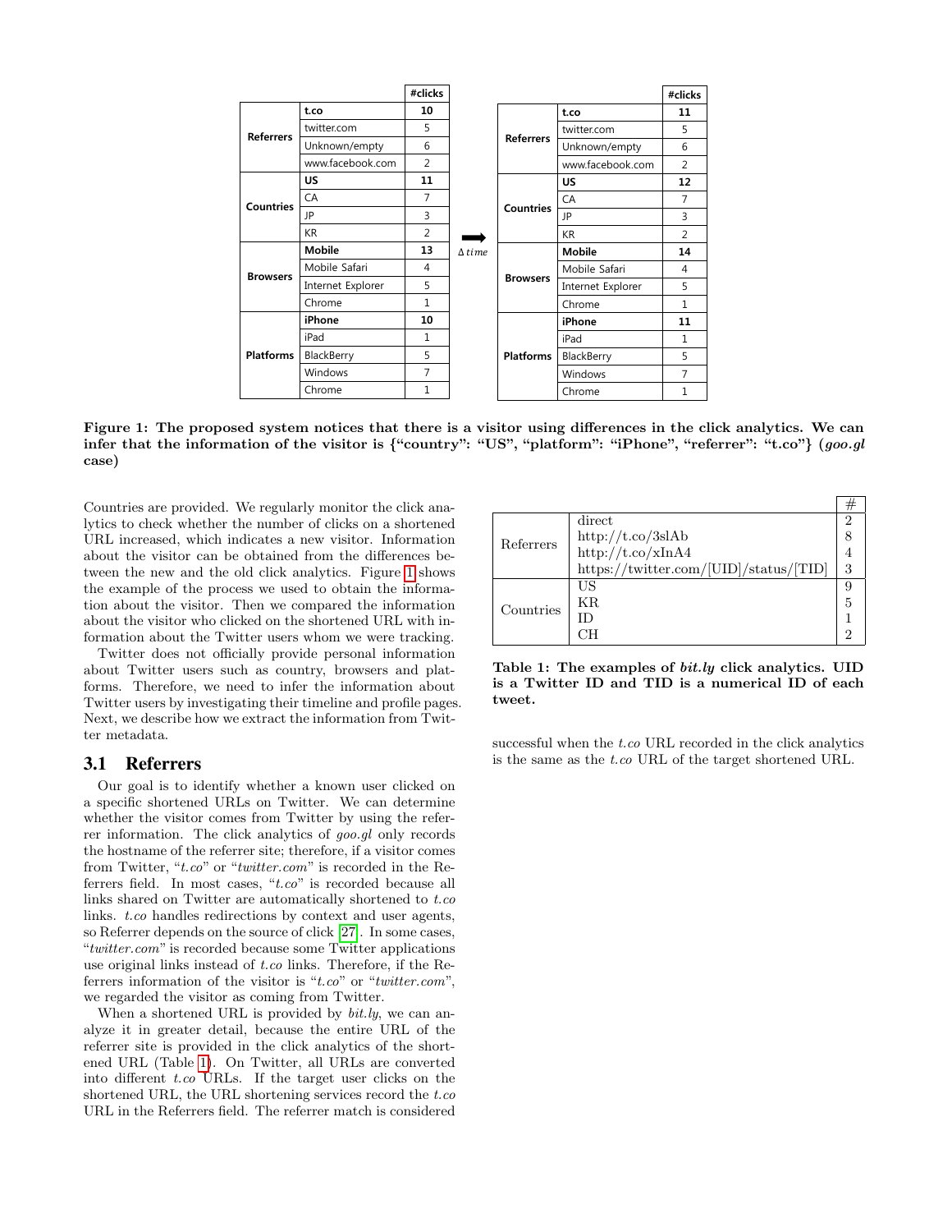| | | #clicks |
|---|---|---|
| **Referrers** | **t.co** | **10** |
| | twitter.com | 5 |
| | Unknown/empty | 6 |
| | www.facebook.com | 2 |
| **Countries** | **US** | **11** |
| | CA | 7 |
| | JP | 3 |
| | KR | 2 |
| **Browsers** | **Mobile** | **13** |
| | Mobile Safari | 4 |
| | Internet Explorer | 5 |
| | Chrome | 1 |
| **Platforms** | **iPhone** | **10** |
| | iPad | 1 |
| | BlackBerry | 5 |
| | Windows | 7 |
| | Chrome | 1 |

➡ Δ *time*

| | | #clicks |
|---|---|---|
| **Referrers** | **t.co** | **11** |
| | twitter.com | 5 |
| | Unknown/empty | 6 |
| | www.facebook.com | 2 |
| **Countries** | **US** | **12** |
| | CA | 7 |
| | JP | 3 |
| | KR | 2 |
| **Browsers** | **Mobile** | **14** |
| | Mobile Safari | 4 |
| | Internet Explorer | 5 |
| | Chrome | 1 |
| **Platforms** | **iPhone** | **11** |
| | iPad | 1 |
| | BlackBerry | 5 |
| | Windows | 7 |
| | Chrome | 1 |

**Figure 1: The proposed system notices that there is a visitor using differences in the click analytics. We can infer that the information of the visitor is {"country": "US", "platform": "iPhone", "referrer": "t.co"} (*goo.gl* case)**

Countries are provided. We regularly monitor the click analytics to check whether the number of clicks on a shortened URL increased, which indicates a new visitor. Information about the visitor can be obtained from the differences between the new and the old click analytics. Figure 1 shows the example of the process we used to obtain the information about the visitor. Then we compared the information about the visitor who clicked on the shortened URL with information about the Twitter users whom we were tracking.

Twitter does not officially provide personal information about Twitter users such as country, browsers and platforms. Therefore, we need to infer the information about Twitter users by investigating their timeline and profile pages. Next, we describe how we extract the information from Twitter metadata.

## 3.1 Referrers

Our goal is to identify whether a known user clicked on a specific shortened URLs on Twitter. We can determine whether the visitor comes from Twitter by using the referrer information. The click analytics of *goo.gl* only records the hostname of the referrer site; therefore, if a visitor comes from Twitter, "*t.co*" or "*twitter.com*" is recorded in the Referrers field. In most cases, "*t.co*" is recorded because all links shared on Twitter are automatically shortened to *t.co* links. *t.co* handles redirections by context and user agents, so Referrer depends on the source of click [27]. In some cases, "*twitter.com*" is recorded because some Twitter applications use original links instead of *t.co* links. Therefore, if the Referrers information of the visitor is "*t.co*" or "*twitter.com*", we regarded the visitor as coming from Twitter.

When a shortened URL is provided by *bit.ly*, we can analyze it in greater detail, because the entire URL of the referrer site is provided in the click analytics of the shortened URL (Table 1). On Twitter, all URLs are converted into different *t.co* URLs. If the target user clicks on the shortened URL, the URL shortening services record the *t.co* URL in the Referrers field. The referrer match is considered successful when the *t.co* URL recorded in the click analytics is the same as the *t.co* URL of the target shortened URL.

| | | # |
|---|---|---|
| Referrers | direct | 2 |
| | http://t.co/3slAb | 8 |
| | http://t.co/xInA4 | 4 |
| | https://twitter.com/[UID]/status/[TID] | 3 |
| Countries | US | 9 |
| | KR | 5 |
| | ID | 1 |
| | CH | 2 |

**Table 1: The examples of *bit.ly* click analytics. UID is a Twitter ID and TID is a numerical ID of each tweet.**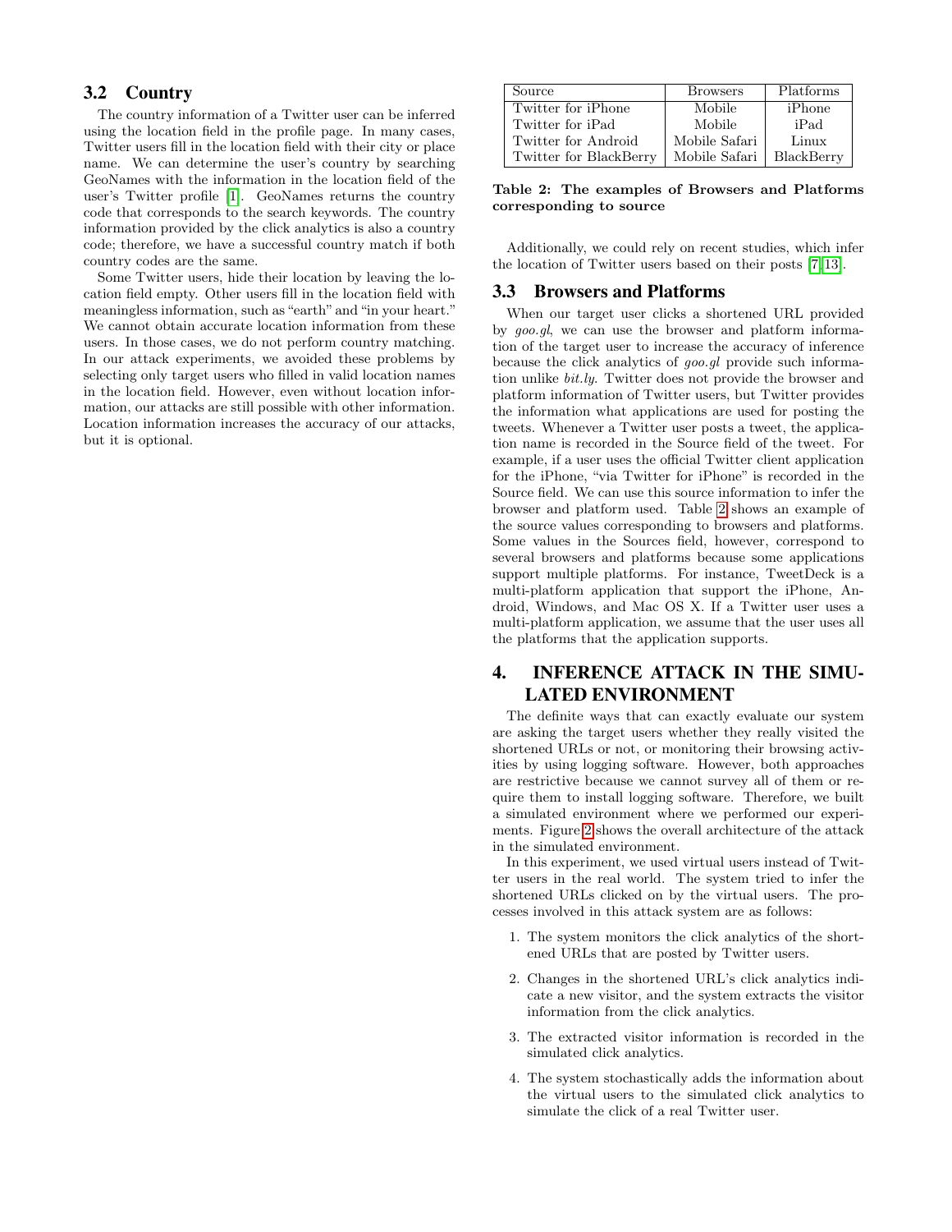### 3.2 Country

The country information of a Twitter user can be inferred using the location field in the profile page. In many cases, Twitter users fill in the location field with their city or place name. We can determine the user's country by searching GeoNames with the information in the location field of the user's Twitter profile [1]. GeoNames returns the country code that corresponds to the search keywords. The country information provided by the click analytics is also a country code; therefore, we have a successful country match if both country codes are the same.

Some Twitter users, hide their location by leaving the location field empty. Other users fill in the location field with meaningless information, such as "earth" and "in your heart." We cannot obtain accurate location information from these users. In those cases, we do not perform country matching. In our attack experiments, we avoided these problems by selecting only target users who filled in valid location names in the location field. However, even without location information, our attacks are still possible with other information. Location information increases the accuracy of our attacks, but it is optional.

| Source | Browsers | Platforms |
|---|---|---|
| Twitter for iPhone | Mobile | iPhone |
| Twitter for iPad | Mobile | iPad |
| Twitter for Android | Mobile Safari | Linux |
| Twitter for BlackBerry | Mobile Safari | BlackBerry |

**Table 2: The examples of Browsers and Platforms corresponding to source**

Additionally, we could rely on recent studies, which infer the location of Twitter users based on their posts [7, 13].

### 3.3 Browsers and Platforms

When our target user clicks a shortened URL provided by *goo.gl*, we can use the browser and platform information of the target user to increase the accuracy of inference because the click analytics of *goo.gl* provide such information unlike *bit.ly*. Twitter does not provide the browser and platform information of Twitter users, but Twitter provides the information what applications are used for posting the tweets. Whenever a Twitter user posts a tweet, the application name is recorded in the Source field of the tweet. For example, if a user uses the official Twitter client application for the iPhone, "via Twitter for iPhone" is recorded in the Source field. We can use this source information to infer the browser and platform used. Table 2 shows an example of the source values corresponding to browsers and platforms. Some values in the Sources field, however, correspond to several browsers and platforms because some applications support multiple platforms. For instance, TweetDeck is a multi-platform application that support the iPhone, Android, Windows, and Mac OS X. If a Twitter user uses a multi-platform application, we assume that the user uses all the platforms that the application supports.

## 4. INFERENCE ATTACK IN THE SIMULATED ENVIRONMENT

The definite ways that can exactly evaluate our system are asking the target users whether they really visited the shortened URLs or not, or monitoring their browsing activities by using logging software. However, both approaches are restrictive because we cannot survey all of them or require them to install logging software. Therefore, we built a simulated environment where we performed our experiments. Figure 2 shows the overall architecture of the attack in the simulated environment.

In this experiment, we used virtual users instead of Twitter users in the real world. The system tried to infer the shortened URLs clicked on by the virtual users. The processes involved in this attack system are as follows:

1. The system monitors the click analytics of the shortened URLs that are posted by Twitter users.
2. Changes in the shortened URL's click analytics indicate a new visitor, and the system extracts the visitor information from the click analytics.
3. The extracted visitor information is recorded in the simulated click analytics.
4. The system stochastically adds the information about the virtual users to the simulated click analytics to simulate the click of a real Twitter user.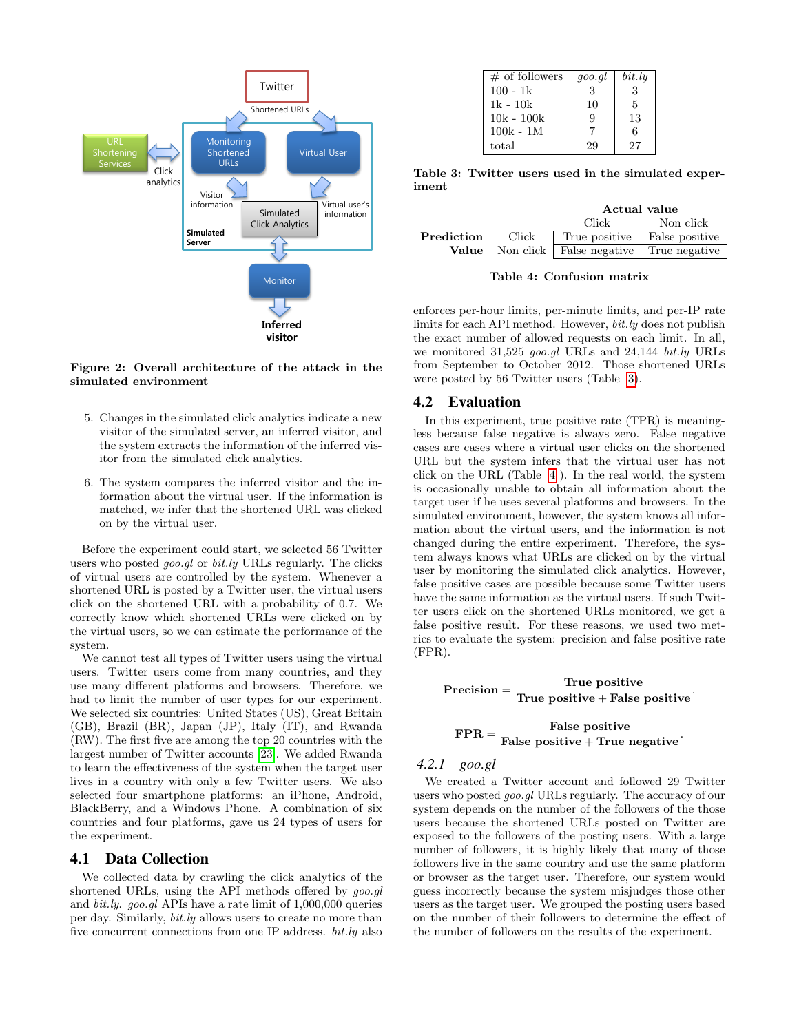Figure 2: Overall architecture of the attack in the simulated environment

5. Changes in the simulated click analytics indicate a new visitor of the simulated server, an inferred visitor, and the system extracts the information of the inferred visitor from the simulated click analytics.

6. The system compares the inferred visitor and the information about the virtual user. If the information is matched, we infer that the shortened URL was clicked on by the virtual user.

Before the experiment could start, we selected 56 Twitter users who posted *goo.gl* or *bit.ly* URLs regularly. The clicks of virtual users are controlled by the system. Whenever a shortened URL is posted by a Twitter user, the virtual users click on the shortened URL with a probability of 0.7. We correctly know which shortened URLs were clicked on by the virtual users, so we can estimate the performance of the system.

We cannot test all types of Twitter users using the virtual users. Twitter users come from many countries, and they use many different platforms and browsers. Therefore, we had to limit the number of user types for our experiment. We selected six countries: United States (US), Great Britain (GB), Brazil (BR), Japan (JP), Italy (IT), and Rwanda (RW). The first five are among the top 20 countries with the largest number of Twitter accounts [23]. We added Rwanda to learn the effectiveness of the system when the target user lives in a country with only a few Twitter users. We also selected four smartphone platforms: an iPhone, Android, BlackBerry, and a Windows Phone. A combination of six countries and four platforms, gave us 24 types of users for the experiment.

## 4.1 Data Collection

We collected data by crawling the click analytics of the shortened URLs, using the API methods offered by *goo.gl* and *bit.ly*. *goo.gl* APIs have a rate limit of 1,000,000 queries per day. Similarly, *bit.ly* allows users to create no more than five concurrent connections from one IP address. *bit.ly* also enforces per-hour limits, per-minute limits, and per-IP rate limits for each API method. However, *bit.ly* does not publish the exact number of allowed requests on each limit. In all, we monitored 31,525 *goo.gl* URLs and 24,144 *bit.ly* URLs from September to October 2012. Those shortened URLs were posted by 56 Twitter users (Table 3).

| # of followers | *goo.gl* | *bit.ly* |
|---|---|---|
| 100 - 1k | 3 | 3 |
| 1k - 10k | 10 | 5 |
| 10k - 100k | 9 | 13 |
| 100k - 1M | 7 | 6 |
| total | 29 | 27 |

Table 3: Twitter users used in the simulated experiment

| | | Actual value | |
|---|---|---|---|
| | | Click | Non click |
| **Prediction Value** | Click | True positive | False positive |
| | Non click | False negative | True negative |

Table 4: Confusion matrix

## 4.2 Evaluation

In this experiment, true positive rate (TPR) is meaningless because false negative is always zero. False negative cases are cases where a virtual user clicks on the shortened URL but the system infers that the virtual user has not click on the URL (Table 4). In the real world, the system is occasionally unable to obtain all information about the target user if he uses several platforms and browsers. In the simulated environment, however, the system knows all information about the virtual users, and the information is not changed during the entire experiment. Therefore, the system always knows what URLs are clicked on by the virtual user by monitoring the simulated click analytics. However, false positive cases are possible because some Twitter users have the same information as the virtual users. If such Twitter users click on the shortened URLs monitored, we get a false positive result. For these reasons, we used two metrics to evaluate the system: precision and false positive rate (FPR).

$$\textbf{Precision} = \frac{\textbf{True positive}}{\textbf{True positive} + \textbf{False positive}}.$$

$$\textbf{FPR} = \frac{\textbf{False positive}}{\textbf{False positive} + \textbf{True negative}}.$$

### 4.2.1 *goo.gl*

We created a Twitter account and followed 29 Twitter users who posted *goo.gl* URLs regularly. The accuracy of our system depends on the number of the followers of the those users because the shortened URLs posted on Twitter are exposed to the followers of the posting users. With a large number of followers, it is highly likely that many of those followers live in the same country and use the same platform or browser as the target user. Therefore, our system would guess incorrectly because the system misjudges those other users as the target user. We grouped the posting users based on the number of their followers to determine the effect of the number of followers on the results of the experiment.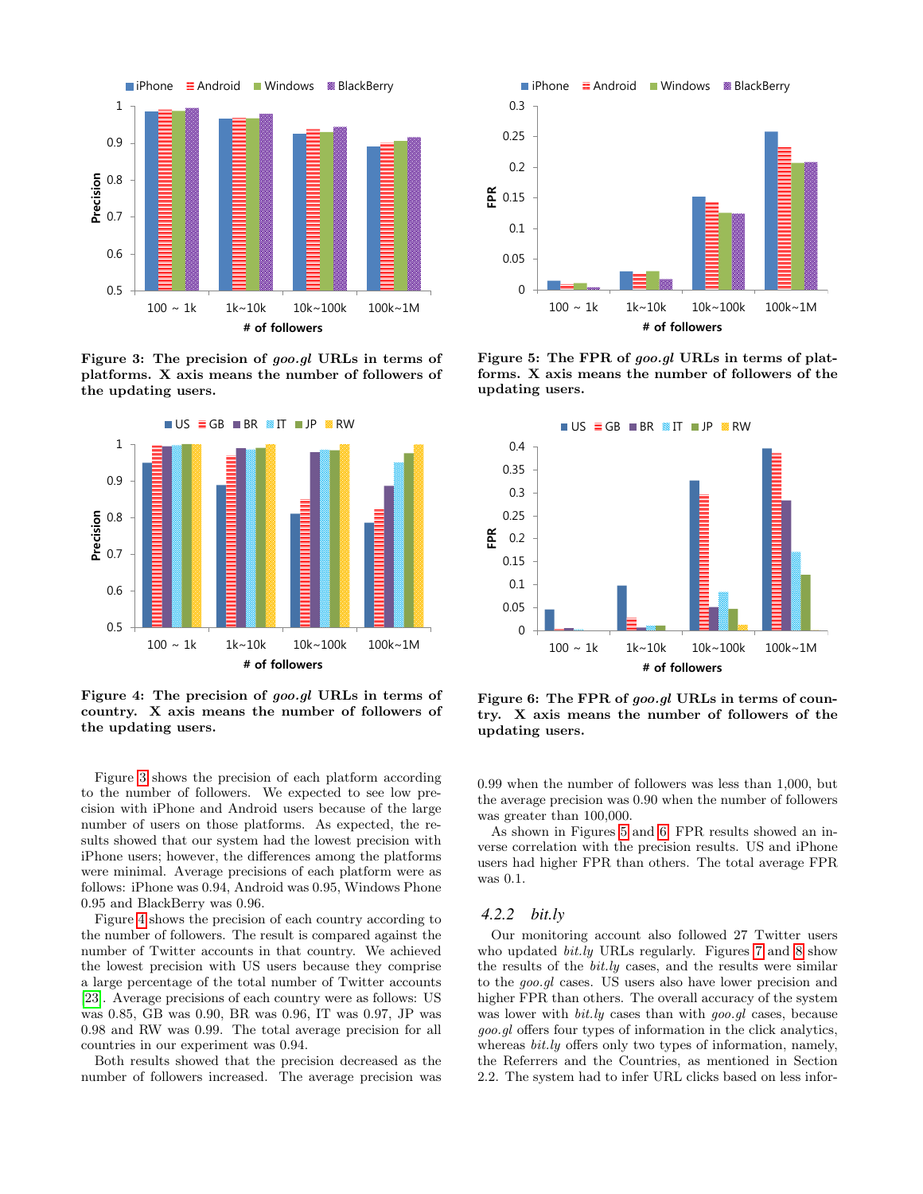Figure 3: The precision of *goo.gl* URLs in terms of platforms. X axis means the number of followers of the updating users.

Figure 5: The FPR of *goo.gl* URLs in terms of platforms. X axis means the number of followers of the updating users.

Figure 4: The precision of *goo.gl* URLs in terms of country. X axis means the number of followers of the updating users.

Figure 6: The FPR of *goo.gl* URLs in terms of country. X axis means the number of followers of the updating users.

Figure 3 shows the precision of each platform according to the number of followers. We expected to see low precision with iPhone and Android users because of the large number of users on those platforms. As expected, the results showed that our system had the lowest precision with iPhone users; however, the differences among the platforms were minimal. Average precisions of each platform were as follows: iPhone was 0.94, Android was 0.95, Windows Phone 0.95 and BlackBerry was 0.96.

Figure 4 shows the precision of each country according to the number of followers. The result is compared against the number of Twitter accounts in that country. We achieved the lowest precision with US users because they comprise a large percentage of the total number of Twitter accounts [23]. Average precisions of each country were as follows: US was 0.85, GB was 0.90, BR was 0.96, IT was 0.97, JP was 0.98 and RW was 0.99. The total average precision for all countries in our experiment was 0.94.

Both results showed that the precision decreased as the number of followers increased. The average precision was 0.99 when the number of followers was less than 1,000, but the average precision was 0.90 when the number of followers was greater than 100,000.

As shown in Figures 5 and 6, FPR results showed an inverse correlation with the precision results. US and iPhone users had higher FPR than others. The total average FPR was 0.1.

### 4.2.2 *bit.ly*

Our monitoring account also followed 27 Twitter users who updated *bit.ly* URLs regularly. Figures 7 and 8 show the results of the *bit.ly* cases, and the results were similar to the *goo.gl* cases. US users also have lower precision and higher FPR than others. The overall accuracy of the system was lower with *bit.ly* cases than with *goo.gl* cases, because *goo.gl* offers four types of information in the click analytics, whereas *bit.ly* offers only two types of information, namely, the Referrers and the Countries, as mentioned in Section 2.2. The system had to infer URL clicks based on less infor-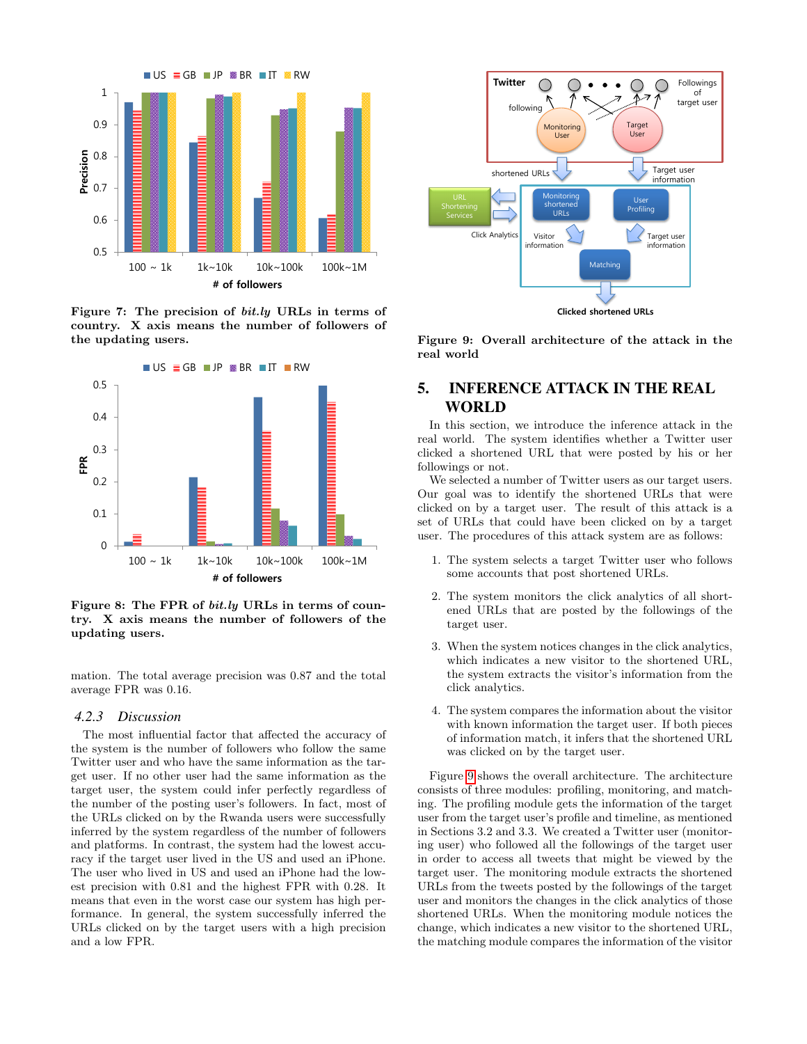Figure 7: The precision of *bit.ly* URLs in terms of country. X axis means the number of followers of the updating users.

Figure 8: The FPR of *bit.ly* URLs in terms of country. X axis means the number of followers of the updating users.

mation. The total average precision was 0.87 and the total average FPR was 0.16.

### 4.2.3 Discussion

The most influential factor that affected the accuracy of the system is the number of followers who follow the same Twitter user and who have the same information as the target user. If no other user had the same information as the target user, the system could infer perfectly regardless of the number of the posting user's followers. In fact, most of the URLs clicked on by the Rwanda users were successfully inferred by the system regardless of the number of followers and platforms. In contrast, the system had the lowest accuracy if the target user lived in the US and used an iPhone. The user who lived in US and used an iPhone had the lowest precision with 0.81 and the highest FPR with 0.28. It means that even in the worst case our system has high performance. In general, the system successfully inferred the URLs clicked on by the target users with a high precision and a low FPR.

Figure 9: Overall architecture of the attack in the real world

## 5. INFERENCE ATTACK IN THE REAL WORLD

In this section, we introduce the inference attack in the real world. The system identifies whether a Twitter user clicked a shortened URL that were posted by his or her followings or not.

We selected a number of Twitter users as our target users. Our goal was to identify the shortened URLs that were clicked on by a target user. The result of this attack is a set of URLs that could have been clicked on by a target user. The procedures of this attack system are as follows:

1. The system selects a target Twitter user who follows some accounts that post shortened URLs.
2. The system monitors the click analytics of all shortened URLs that are posted by the followings of the target user.
3. When the system notices changes in the click analytics, which indicates a new visitor to the shortened URL, the system extracts the visitor's information from the click analytics.
4. The system compares the information about the visitor with known information the target user. If both pieces of information match, it infers that the shortened URL was clicked on by the target user.

Figure 9 shows the overall architecture. The architecture consists of three modules: profiling, monitoring, and matching. The profiling module gets the information of the target user from the target user's profile and timeline, as mentioned in Sections 3.2 and 3.3. We created a Twitter user (monitoring user) who followed all the followings of the target user in order to access all tweets that might be viewed by the target user. The monitoring module extracts the shortened URLs from the tweets posted by the followings of the target user and monitors the changes in the click analytics of those shortened URLs. When the monitoring module notices the change, which indicates a new visitor to the shortened URL, the matching module compares the information of the visitor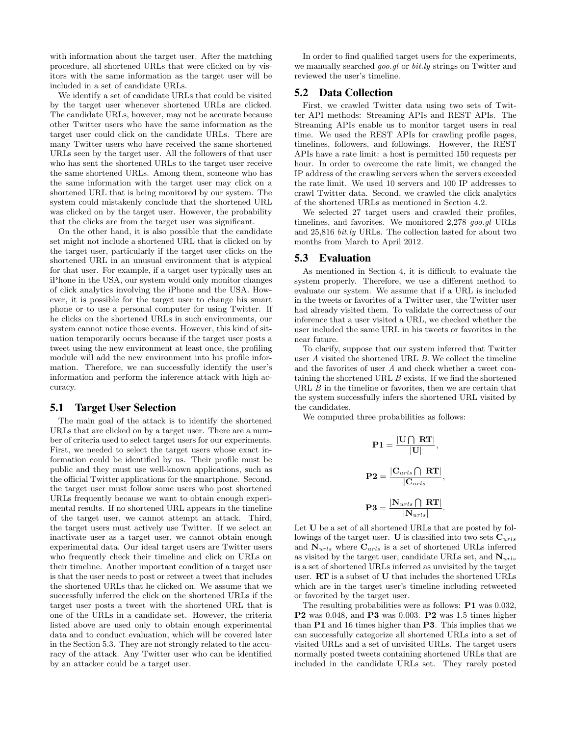with information about the target user. After the matching procedure, all shortened URLs that were clicked on by visitors with the same information as the target user will be included in a set of candidate URLs.

We identify a set of candidate URLs that could be visited by the target user whenever shortened URLs are clicked. The candidate URLs, however, may not be accurate because other Twitter users who have the same information as the target user could click on the candidate URLs. There are many Twitter users who have received the same shortened URLs seen by the target user. All the followers of that user who has sent the shortened URLs to the target user receive the same shortened URLs. Among them, someone who has the same information with the target user may click on a shortened URL that is being monitored by our system. The system could mistakenly conclude that the shortened URL was clicked on by the target user. However, the probability that the clicks are from the target user was significant.

On the other hand, it is also possible that the candidate set might not include a shortened URL that is clicked on by the target user, particularly if the target user clicks on the shortened URL in an unusual environment that is atypical for that user. For example, if a target user typically uses an iPhone in the USA, our system would only monitor changes of click analytics involving the iPhone and the USA. However, it is possible for the target user to change his smart phone or to use a personal computer for using Twitter. If he clicks on the shortened URLs in such environments, our system cannot notice those events. However, this kind of situation temporarily occurs because if the target user posts a tweet using the new environment at least once, the profiling module will add the new environment into his profile information. Therefore, we can successfully identify the user's information and perform the inference attack with high accuracy.

## 5.1 Target User Selection

The main goal of the attack is to identify the shortened URLs that are clicked on by a target user. There are a number of criteria used to select target users for our experiments. First, we needed to select the target users whose exact information could be identified by us. Their profile must be public and they must use well-known applications, such as the official Twitter applications for the smartphone. Second, the target user must follow some users who post shortened URLs frequently because we want to obtain enough experimental results. If no shortened URL appears in the timeline of the target user, we cannot attempt an attack. Third, the target users must actively use Twitter. If we select an inactivate user as a target user, we cannot obtain enough experimental data. Our ideal target users are Twitter users who frequently check their timeline and click on URLs on their timeline. Another important condition of a target user is that the user needs to post or retweet a tweet that includes the shortened URLs that he clicked on. We assume that we successfully inferred the click on the shortened URLs if the target user posts a tweet with the shortened URL that is one of the URLs in a candidate set. However, the criteria listed above are used only to obtain enough experimental data and to conduct evaluation, which will be covered later in the Section 5.3. They are not strongly related to the accuracy of the attack. Any Twitter user who can be identified by an attacker could be a target user.

In order to find qualified target users for the experiments, we manually searched *goo.gl* or *bit.ly* strings on Twitter and reviewed the user's timeline.

## 5.2 Data Collection

First, we crawled Twitter data using two sets of Twitter API methods: Streaming APIs and REST APIs. The Streaming APIs enable us to monitor target users in real time. We used the REST APIs for crawling profile pages, timelines, followers, and followings. However, the REST APIs have a rate limit: a host is permitted 150 requests per hour. In order to overcome the rate limit, we changed the IP address of the crawling servers when the servers exceeded the rate limit. We used 10 servers and 100 IP addresses to crawl Twitter data. Second, we crawled the click analytics of the shortened URLs as mentioned in Section 4.2.

We selected 27 target users and crawled their profiles, timelines, and favorites. We monitored 2,278 *goo.gl* URLs and 25,816 *bit.ly* URLs. The collection lasted for about two months from March to April 2012.

## 5.3 Evaluation

As mentioned in Section 4, it is difficult to evaluate the system properly. Therefore, we use a different method to evaluate our system. We assume that if a URL is included in the tweets or favorites of a Twitter user, the Twitter user had already visited them. To validate the correctness of our inference that a user visited a URL, we checked whether the user included the same URL in his tweets or favorites in the near future.

To clarify, suppose that our system inferred that Twitter user $A$ visited the shortened URL $B$. We collect the timeline and the favorites of user $A$ and check whether a tweet containing the shortened URL $B$ exists. If we find the shortened URL $B$ in the timeline or favorites, then we are certain that the system successfully infers the shortened URL visited by the candidates.

We computed three probabilities as follows:

$$\mathbf{P1} = \frac{|\mathbf{U} \bigcap \mathbf{RT}|}{|\mathbf{U}|},$$

$$\mathbf{P2} = \frac{|\mathbf{C}_{urls} \bigcap \mathbf{RT}|}{|\mathbf{C}_{urls}|},$$

$$\mathbf{P3} = \frac{|\mathbf{N}_{urls} \bigcap \mathbf{RT}|}{|\mathbf{N}_{urls}|}.$$

Let $\mathbf{U}$ be a set of all shortened URLs that are posted by followings of the target user. $\mathbf{U}$ is classified into two sets $\mathbf{C}_{urls}$ and $\mathbf{N}_{urls}$ where $\mathbf{C}_{urls}$ is a set of shortened URLs inferred as visited by the target user, candidate URLs set, and $\mathbf{N}_{urls}$ is a set of shortened URLs inferred as unvisited by the target user. $\mathbf{RT}$ is a subset of $\mathbf{U}$ that includes the shortened URLs which are in the target user's timeline including retweeted or favorited by the target user.

The resulting probabilities were as follows: **P1** was 0.032, **P2** was 0.048, and **P3** was 0.003. **P2** was 1.5 times higher than **P1** and 16 times higher than **P3**. This implies that we can successfully categorize all shortened URLs into a set of visited URLs and a set of unvisited URLs. The target users normally posted tweets containing shortened URLs that are included in the candidate URLs set. They rarely posted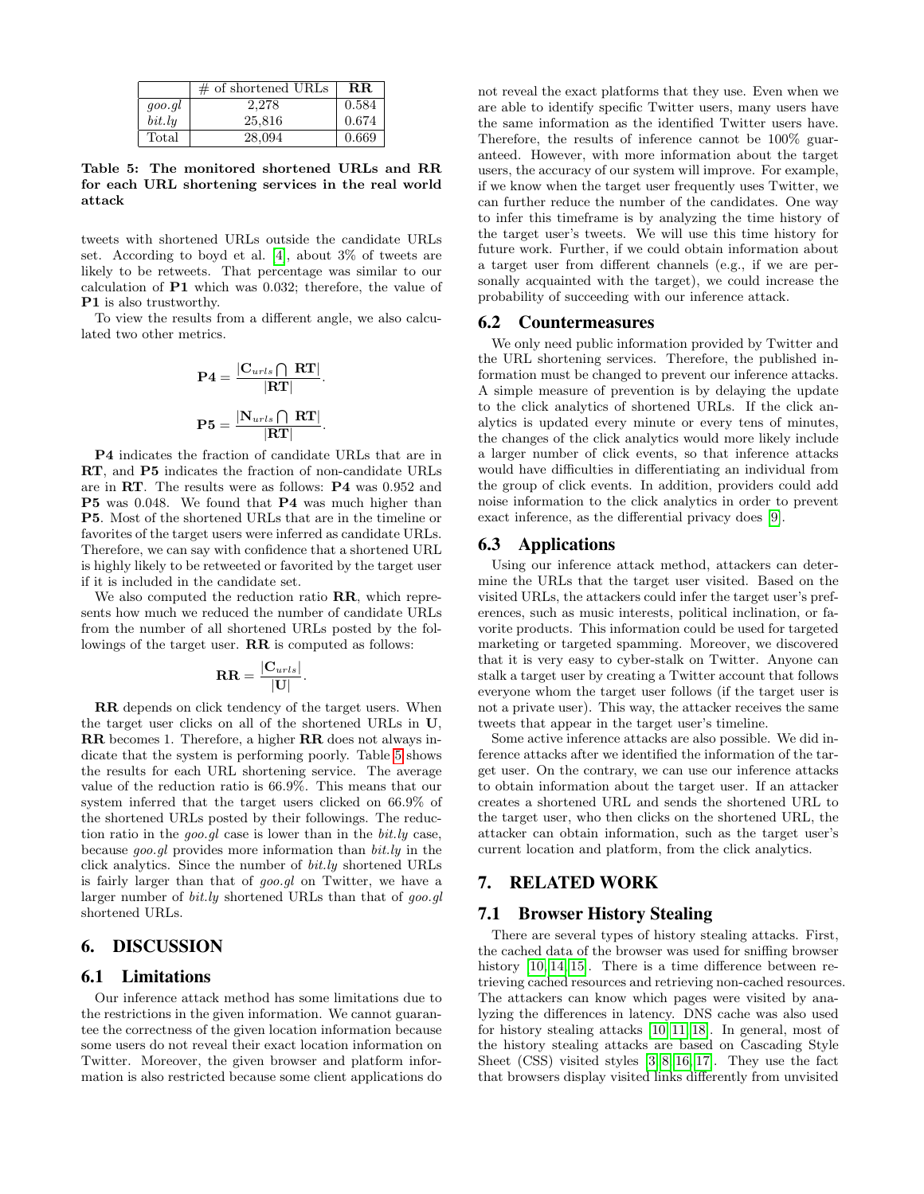|  | # of shortened URLs | **RR** |
|---|---|---|
| *goo.gl* | 2,278 | 0.584 |
| *bit.ly* | 25,816 | 0.674 |
| Total | 28,094 | 0.669 |

**Table 5: The monitored shortened URLs and RR for each URL shortening services in the real world attack**

tweets with shortened URLs outside the candidate URLs set. According to boyd et al. [4], about 3% of tweets are likely to be retweets. That percentage was similar to our calculation of **P1** which was 0.032; therefore, the value of **P1** is also trustworthy.

To view the results from a different angle, we also calculated two other metrics.

$$\mathbf{P4} = \frac{|\mathbf{C}_{urls} \bigcap \mathbf{RT}|}{|\mathbf{RT}|}.$$

$$\mathbf{P5} = \frac{|\mathbf{N}_{urls} \bigcap \mathbf{RT}|}{|\mathbf{RT}|}.$$

**P4** indicates the fraction of candidate URLs that are in **RT**, and **P5** indicates the fraction of non-candidate URLs are in **RT**. The results were as follows: **P4** was 0.952 and **P5** was 0.048. We found that **P4** was much higher than **P5**. Most of the shortened URLs that are in the timeline or favorites of the target users were inferred as candidate URLs. Therefore, we can say with confidence that a shortened URL is highly likely to be retweeted or favorited by the target user if it is included in the candidate set.

We also computed the reduction ratio **RR**, which represents how much we reduced the number of candidate URLs from the number of all shortened URLs posted by the followings of the target user. **RR** is computed as follows:

$$\mathbf{RR} = \frac{|\mathbf{C}_{urls}|}{|\mathbf{U}|}.$$

**RR** depends on click tendency of the target users. When the target user clicks on all of the shortened URLs in **U**, **RR** becomes 1. Therefore, a higher **RR** does not always indicate that the system is performing poorly. Table 5 shows the results for each URL shortening service. The average value of the reduction ratio is 66.9%. This means that our system inferred that the target users clicked on 66.9% of the shortened URLs posted by their followings. The reduction ratio in the *goo.gl* case is lower than in the *bit.ly* case, because *goo.gl* provides more information than *bit.ly* in the click analytics. Since the number of *bit.ly* shortened URLs is fairly larger than that of *goo.gl* on Twitter, we have a larger number of *bit.ly* shortened URLs than that of *goo.gl* shortened URLs.

# 6. DISCUSSION

## 6.1 Limitations

Our inference attack method has some limitations due to the restrictions in the given information. We cannot guarantee the correctness of the given location information because some users do not reveal their exact location information on Twitter. Moreover, the given browser and platform information is also restricted because some client applications do not reveal the exact platforms that they use. Even when we are able to identify specific Twitter users, many users have the same information as the identified Twitter users have. Therefore, the results of inference cannot be 100% guaranteed. However, with more information about the target users, the accuracy of our system will improve. For example, if we know when the target user frequently uses Twitter, we can further reduce the number of the candidates. One way to infer this timeframe is by analyzing the time history of the target user's tweets. We will use this time history for future work. Further, if we could obtain information about a target user from different channels (e.g., if we are personally acquainted with the target), we could increase the probability of succeeding with our inference attack.

## 6.2 Countermeasures

We only need public information provided by Twitter and the URL shortening services. Therefore, the published information must be changed to prevent our inference attacks. A simple measure of prevention is by delaying the update to the click analytics of shortened URLs. If the click analytics is updated every minute or every tens of minutes, the changes of the click analytics would more likely include a larger number of click events, so that inference attacks would have difficulties in differentiating an individual from the group of click events. In addition, providers could add noise information to the click analytics in order to prevent exact inference, as the differential privacy does [9].

## 6.3 Applications

Using our inference attack method, attackers can determine the URLs that the target user visited. Based on the visited URLs, the attackers could infer the target user's preferences, such as music interests, political inclination, or favorite products. This information could be used for targeted marketing or targeted spamming. Moreover, we discovered that it is very easy to cyber-stalk on Twitter. Anyone can stalk a target user by creating a Twitter account that follows everyone whom the target user follows (if the target user is not a private user). This way, the attacker receives the same tweets that appear in the target user's timeline.

Some active inference attacks are also possible. We did inference attacks after we identified the information of the target user. On the contrary, we can use our inference attacks to obtain information about the target user. If an attacker creates a shortened URL and sends the shortened URL to the target user, who then clicks on the shortened URL, the attacker can obtain information, such as the target user's current location and platform, from the click analytics.

# 7. RELATED WORK

## 7.1 Browser History Stealing

There are several types of history stealing attacks. First, the cached data of the browser was used for sniffing browser history [10, 14, 15]. There is a time difference between retrieving cached resources and retrieving non-cached resources. The attackers can know which pages were visited by analyzing the differences in latency. DNS cache was also used for history stealing attacks [10, 11, 18]. In general, most of the history stealing attacks are based on Cascading Style Sheet (CSS) visited styles [3, 8, 16, 17]. They use the fact that browsers display visited links differently from unvisited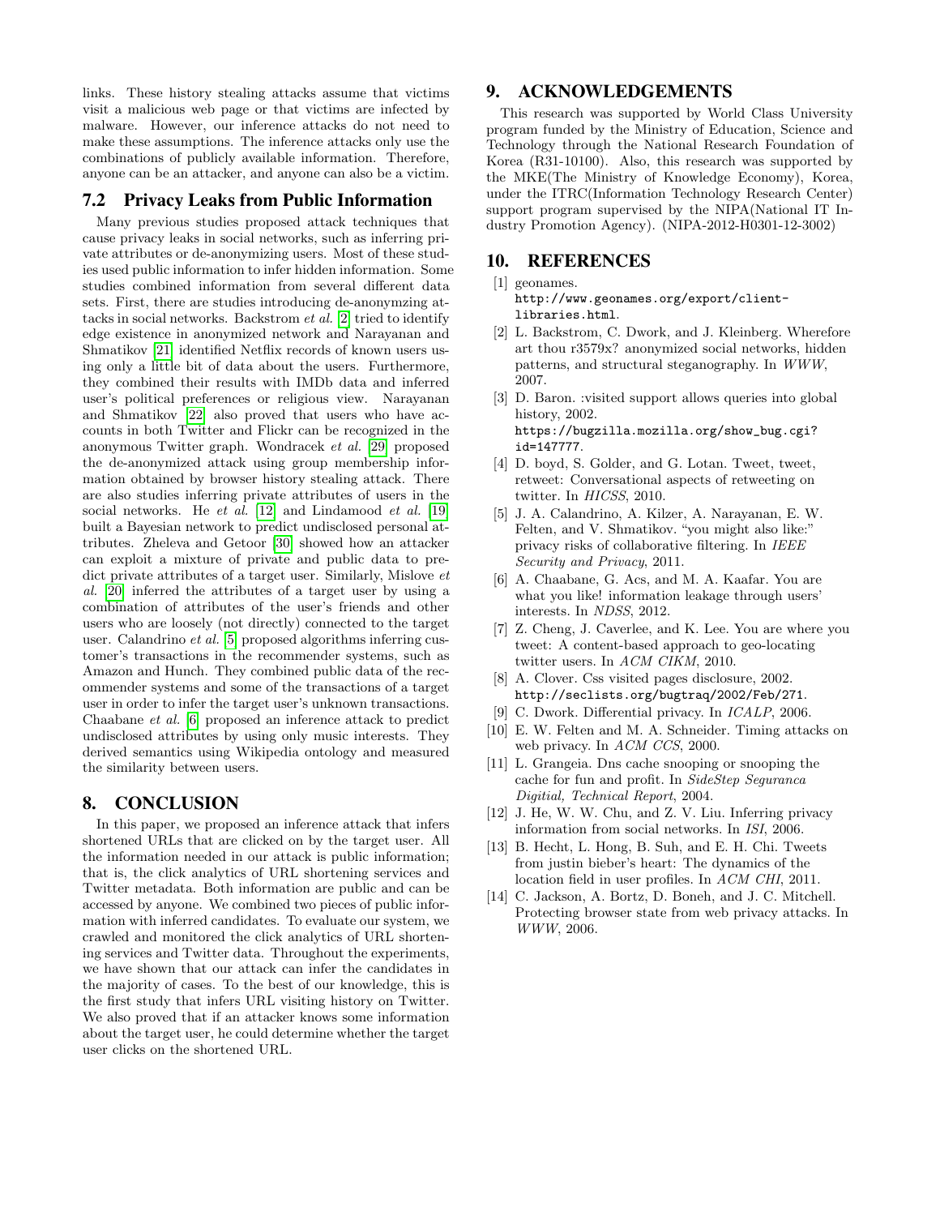links. These history stealing attacks assume that victims visit a malicious web page or that victims are infected by malware. However, our inference attacks do not need to make these assumptions. The inference attacks only use the combinations of publicly available information. Therefore, anyone can be an attacker, and anyone can also be a victim.

## 7.2 Privacy Leaks from Public Information

Many previous studies proposed attack techniques that cause privacy leaks in social networks, such as inferring private attributes or de-anonymizing users. Most of these studies used public information to infer hidden information. Some studies combined information from several different data sets. First, there are studies introducing de-anonymzing attacks in social networks. Backstrom *et al.* [2] tried to identify edge existence in anonymized network and Narayanan and Shmatikov [21] identified Netflix records of known users using only a little bit of data about the users. Furthermore, they combined their results with IMDb data and inferred user's political preferences or religious view. Narayanan and Shmatikov [22] also proved that users who have accounts in both Twitter and Flickr can be recognized in the anonymous Twitter graph. Wondracek *et al.* [29] proposed the de-anonymized attack using group membership information obtained by browser history stealing attack. There are also studies inferring private attributes of users in the social networks. He *et al.* [12] and Lindamood *et al.* [19] built a Bayesian network to predict undisclosed personal attributes. Zheleva and Getoor [30] showed how an attacker can exploit a mixture of private and public data to predict private attributes of a target user. Similarly, Mislove *et al.* [20] inferred the attributes of a target user by using a combination of attributes of the user's friends and other users who are loosely (not directly) connected to the target user. Calandrino *et al.* [5] proposed algorithms inferring customer's transactions in the recommender systems, such as Amazon and Hunch. They combined public data of the recommender systems and some of the transactions of a target user in order to infer the target user's unknown transactions. Chaabane *et al.* [6] proposed an inference attack to predict undisclosed attributes by using only music interests. They derived semantics using Wikipedia ontology and measured the similarity between users.

# 8. CONCLUSION

In this paper, we proposed an inference attack that infers shortened URLs that are clicked on by the target user. All the information needed in our attack is public information; that is, the click analytics of URL shortening services and Twitter metadata. Both information are public and can be accessed by anyone. We combined two pieces of public information with inferred candidates. To evaluate our system, we crawled and monitored the click analytics of URL shortening services and Twitter data. Throughout the experiments, we have shown that our attack can infer the candidates in the majority of cases. To the best of our knowledge, this is the first study that infers URL visiting history on Twitter. We also proved that if an attacker knows some information about the target user, he could determine whether the target user clicks on the shortened URL.

# 9. ACKNOWLEDGEMENTS

This research was supported by World Class University program funded by the Ministry of Education, Science and Technology through the National Research Foundation of Korea (R31-10100). Also, this research was supported by the MKE(The Ministry of Knowledge Economy), Korea, under the ITRC(Information Technology Research Center) support program supervised by the NIPA(National IT Industry Promotion Agency). (NIPA-2012-H0301-12-3002)

# 10. REFERENCES

[1] geonames. http://www.geonames.org/export/client-libraries.html.

[2] L. Backstrom, C. Dwork, and J. Kleinberg. Wherefore art thou r3579x? anonymized social networks, hidden patterns, and structural steganography. In *WWW*, 2007.

[3] D. Baron. :visited support allows queries into global history, 2002. https://bugzilla.mozilla.org/show_bug.cgi?id=147777.

[4] D. boyd, S. Golder, and G. Lotan. Tweet, tweet, retweet: Conversational aspects of retweeting on twitter. In *HICSS*, 2010.

[5] J. A. Calandrino, A. Kilzer, A. Narayanan, E. W. Felten, and V. Shmatikov. "you might also like:" privacy risks of collaborative filtering. In *IEEE Security and Privacy*, 2011.

[6] A. Chaabane, G. Acs, and M. A. Kaafar. You are what you like! information leakage through users' interests. In *NDSS*, 2012.

[7] Z. Cheng, J. Caverlee, and K. Lee. You are where you tweet: A content-based approach to geo-locating twitter users. In *ACM CIKM*, 2010.

[8] A. Clover. Css visited pages disclosure, 2002. http://seclists.org/bugtraq/2002/Feb/271.

[9] C. Dwork. Differential privacy. In *ICALP*, 2006.

[10] E. W. Felten and M. A. Schneider. Timing attacks on web privacy. In *ACM CCS*, 2000.

[11] L. Grangeia. Dns cache snooping or snooping the cache for fun and profit. In *SideStep Seguranca Digitial, Technical Report*, 2004.

[12] J. He, W. W. Chu, and Z. V. Liu. Inferring privacy information from social networks. In *ISI*, 2006.

[13] B. Hecht, L. Hong, B. Suh, and E. H. Chi. Tweets from justin bieber's heart: The dynamics of the location field in user profiles. In *ACM CHI*, 2011.

[14] C. Jackson, A. Bortz, D. Boneh, and J. C. Mitchell. Protecting browser state from web privacy attacks. In *WWW*, 2006.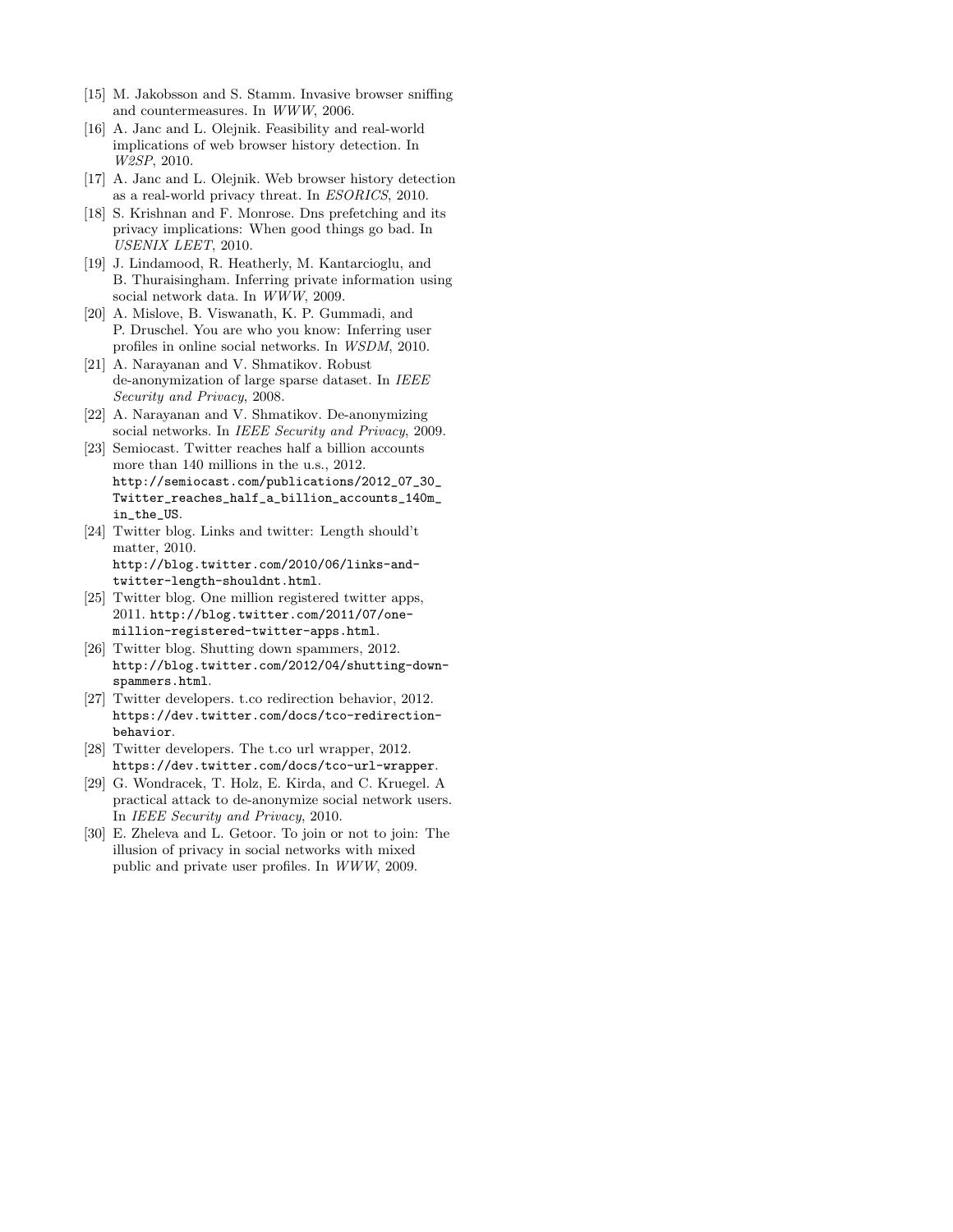[15] M. Jakobsson and S. Stamm. Invasive browser sniffing and countermeasures. In *WWW*, 2006.

[16] A. Janc and L. Olejnik. Feasibility and real-world implications of web browser history detection. In *W2SP*, 2010.

[17] A. Janc and L. Olejnik. Web browser history detection as a real-world privacy threat. In *ESORICS*, 2010.

[18] S. Krishnan and F. Monrose. Dns prefetching and its privacy implications: When good things go bad. In *USENIX LEET*, 2010.

[19] J. Lindamood, R. Heatherly, M. Kantarcioglu, and B. Thuraisingham. Inferring private information using social network data. In *WWW*, 2009.

[20] A. Mislove, B. Viswanath, K. P. Gummadi, and P. Druschel. You are who you know: Inferring user profiles in online social networks. In *WSDM*, 2010.

[21] A. Narayanan and V. Shmatikov. Robust de-anonymization of large sparse dataset. In *IEEE Security and Privacy*, 2008.

[22] A. Narayanan and V. Shmatikov. De-anonymizing social networks. In *IEEE Security and Privacy*, 2009.

[23] Semiocast. Twitter reaches half a billion accounts more than 140 millions in the u.s., 2012. `http://semiocast.com/publications/2012_07_30_Twitter_reaches_half_a_billion_accounts_140m_in_the_US`.

[24] Twitter blog. Links and twitter: Length should't matter, 2010. `http://blog.twitter.com/2010/06/links-and-twitter-length-shouldnt.html`.

[25] Twitter blog. One million registered twitter apps, 2011. `http://blog.twitter.com/2011/07/one-million-registered-twitter-apps.html`.

[26] Twitter blog. Shutting down spammers, 2012. `http://blog.twitter.com/2012/04/shutting-down-spammers.html`.

[27] Twitter developers. t.co redirection behavior, 2012. `https://dev.twitter.com/docs/tco-redirection-behavior`.

[28] Twitter developers. The t.co url wrapper, 2012. `https://dev.twitter.com/docs/tco-url-wrapper`.

[29] G. Wondracek, T. Holz, E. Kirda, and C. Kruegel. A practical attack to de-anonymize social network users. In *IEEE Security and Privacy*, 2010.

[30] E. Zheleva and L. Getoor. To join or not to join: The illusion of privacy in social networks with mixed public and private user profiles. In *WWW*, 2009.